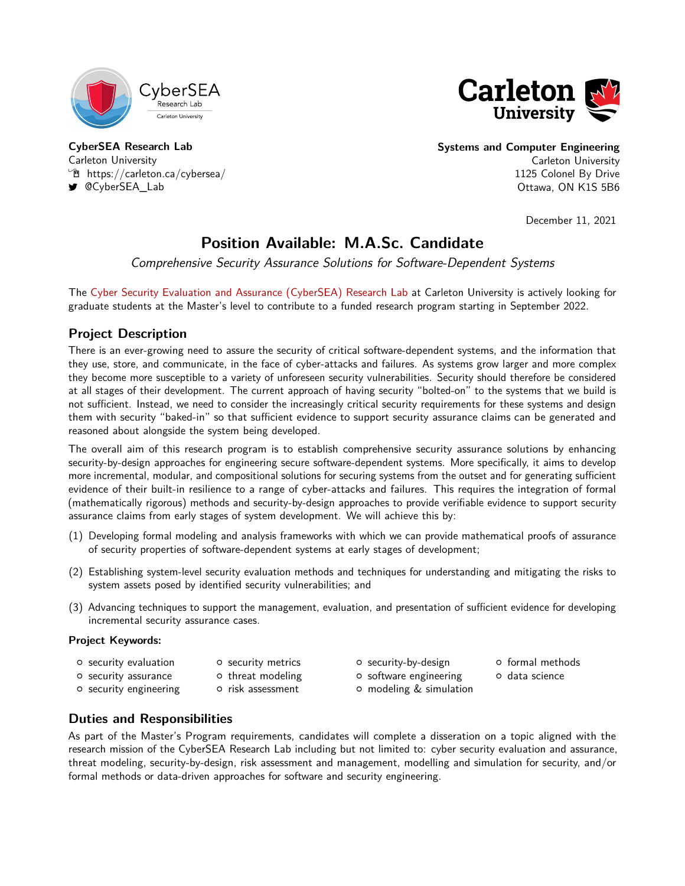**CyberSEA Research Lab**
Carleton University
https://carleton.ca/cybersea/
@CyberSEA_Lab

**Systems and Computer Engineering**
Carleton University
1125 Colonel By Drive
Ottawa, ON K1S 5B6

December 11, 2021

# Position Available: M.A.Sc. Candidate

*Comprehensive Security Assurance Solutions for Software-Dependent Systems*

The Cyber Security Evaluation and Assurance (CyberSEA) Research Lab at Carleton University is actively looking for graduate students at the Master's level to contribute to a funded research program starting in September 2022.

## Project Description

There is an ever-growing need to assure the security of critical software-dependent systems, and the information that they use, store, and communicate, in the face of cyber-attacks and failures. As systems grow larger and more complex they become more susceptible to a variety of unforeseen security vulnerabilities. Security should therefore be considered at all stages of their development. The current approach of having security "bolted-on" to the systems that we build is not sufficient. Instead, we need to consider the increasingly critical security requirements for these systems and design them with security "baked-in" so that sufficient evidence to support security assurance claims can be generated and reasoned about alongside the system being developed.

The overall aim of this research program is to establish comprehensive security assurance solutions by enhancing security-by-design approaches for engineering secure software-dependent systems. More specifically, it aims to develop more incremental, modular, and compositional solutions for securing systems from the outset and for generating sufficient evidence of their built-in resilience to a range of cyber-attacks and failures. This requires the integration of formal (mathematically rigorous) methods and security-by-design approaches to provide verifiable evidence to support security assurance claims from early stages of system development. We will achieve this by:

(1) Developing formal modeling and analysis frameworks with which we can provide mathematical proofs of assurance of security properties of software-dependent systems at early stages of development;

(2) Establishing system-level security evaluation methods and techniques for understanding and mitigating the risks to system assets posed by identified security vulnerabilities; and

(3) Advancing techniques to support the management, evaluation, and presentation of sufficient evidence for developing incremental security assurance cases.

**Project Keywords:**

- security evaluation
- security assurance
- security engineering
- security metrics
- threat modeling
- risk assessment
- security-by-design
- software engineering
- modeling & simulation
- formal methods
- data science

## Duties and Responsibilities

As part of the Master's Program requirements, candidates will complete a disseration on a topic aligned with the research mission of the CyberSEA Research Lab including but not limited to: cyber security evaluation and assurance, threat modeling, security-by-design, risk assessment and management, modelling and simulation for security, and/or formal methods or data-driven approaches for software and security engineering.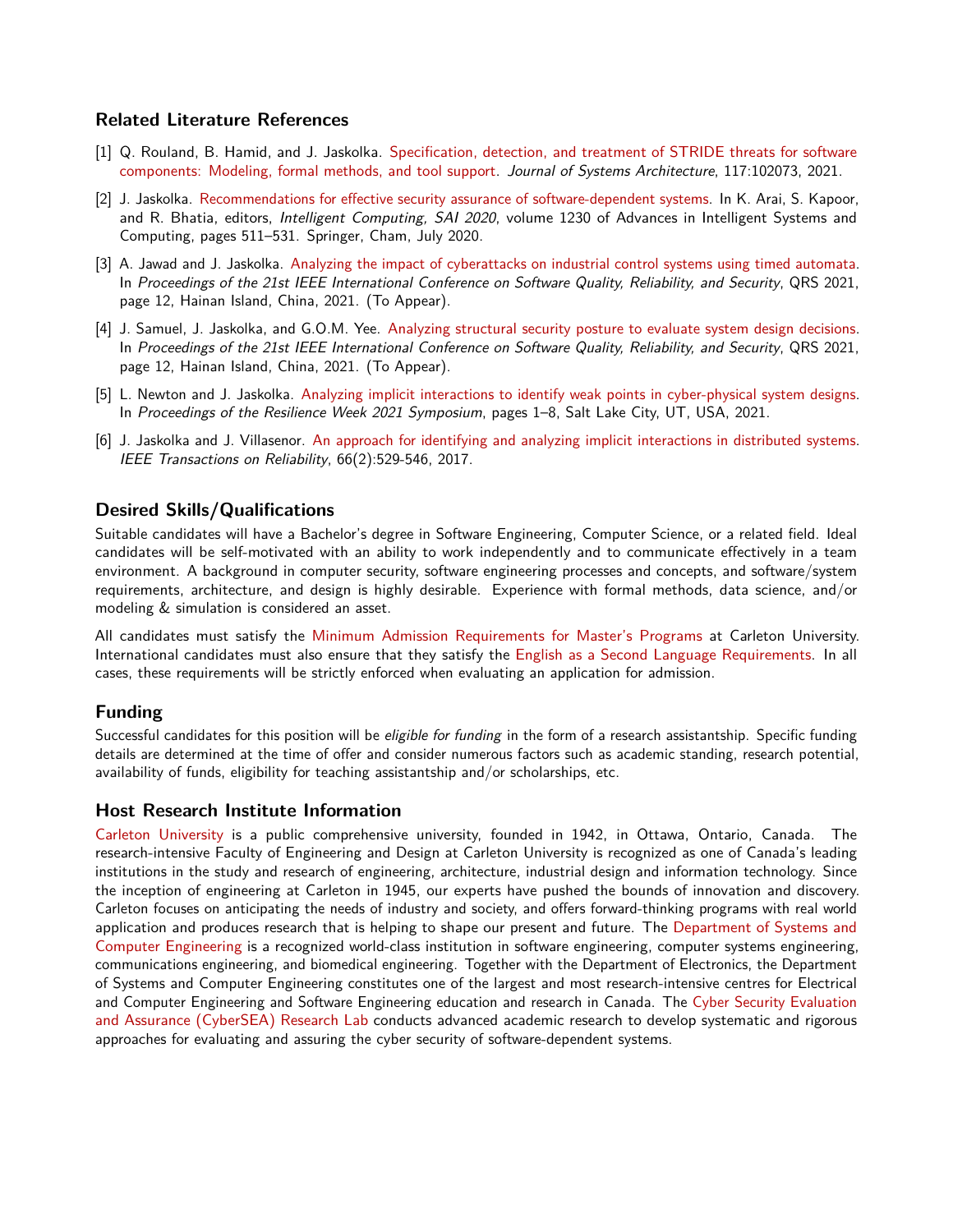## Related Literature References

[1] Q. Rouland, B. Hamid, and J. Jaskolka. Specification, detection, and treatment of STRIDE threats for software components: Modeling, formal methods, and tool support. *Journal of Systems Architecture*, 117:102073, 2021.

[2] J. Jaskolka. Recommendations for effective security assurance of software-dependent systems. In K. Arai, S. Kapoor, and R. Bhatia, editors, *Intelligent Computing, SAI 2020*, volume 1230 of Advances in Intelligent Systems and Computing, pages 511–531. Springer, Cham, July 2020.

[3] A. Jawad and J. Jaskolka. Analyzing the impact of cyberattacks on industrial control systems using timed automata. In *Proceedings of the 21st IEEE International Conference on Software Quality, Reliability, and Security*, QRS 2021, page 12, Hainan Island, China, 2021. (To Appear).

[4] J. Samuel, J. Jaskolka, and G.O.M. Yee. Analyzing structural security posture to evaluate system design decisions. In *Proceedings of the 21st IEEE International Conference on Software Quality, Reliability, and Security*, QRS 2021, page 12, Hainan Island, China, 2021. (To Appear).

[5] L. Newton and J. Jaskolka. Analyzing implicit interactions to identify weak points in cyber-physical system designs. In *Proceedings of the Resilience Week 2021 Symposium*, pages 1–8, Salt Lake City, UT, USA, 2021.

[6] J. Jaskolka and J. Villasenor. An approach for identifying and analyzing implicit interactions in distributed systems. *IEEE Transactions on Reliability*, 66(2):529-546, 2017.

## Desired Skills/Qualifications

Suitable candidates will have a Bachelor's degree in Software Engineering, Computer Science, or a related field. Ideal candidates will be self-motivated with an ability to work independently and to communicate effectively in a team environment. A background in computer security, software engineering processes and concepts, and software/system requirements, architecture, and design is highly desirable. Experience with formal methods, data science, and/or modeling & simulation is considered an asset.

All candidates must satisfy the Minimum Admission Requirements for Master's Programs at Carleton University. International candidates must also ensure that they satisfy the English as a Second Language Requirements. In all cases, these requirements will be strictly enforced when evaluating an application for admission.

## Funding

Successful candidates for this position will be *eligible for funding* in the form of a research assistantship. Specific funding details are determined at the time of offer and consider numerous factors such as academic standing, research potential, availability of funds, eligibility for teaching assistantship and/or scholarships, etc.

## Host Research Institute Information

Carleton University is a public comprehensive university, founded in 1942, in Ottawa, Ontario, Canada. The research-intensive Faculty of Engineering and Design at Carleton University is recognized as one of Canada's leading institutions in the study and research of engineering, architecture, industrial design and information technology. Since the inception of engineering at Carleton in 1945, our experts have pushed the bounds of innovation and discovery. Carleton focuses on anticipating the needs of industry and society, and offers forward-thinking programs with real world application and produces research that is helping to shape our present and future. The Department of Systems and Computer Engineering is a recognized world-class institution in software engineering, computer systems engineering, communications engineering, and biomedical engineering. Together with the Department of Electronics, the Department of Systems and Computer Engineering constitutes one of the largest and most research-intensive centres for Electrical and Computer Engineering and Software Engineering education and research in Canada. The Cyber Security Evaluation and Assurance (CyberSEA) Research Lab conducts advanced academic research to develop systematic and rigorous approaches for evaluating and assuring the cyber security of software-dependent systems.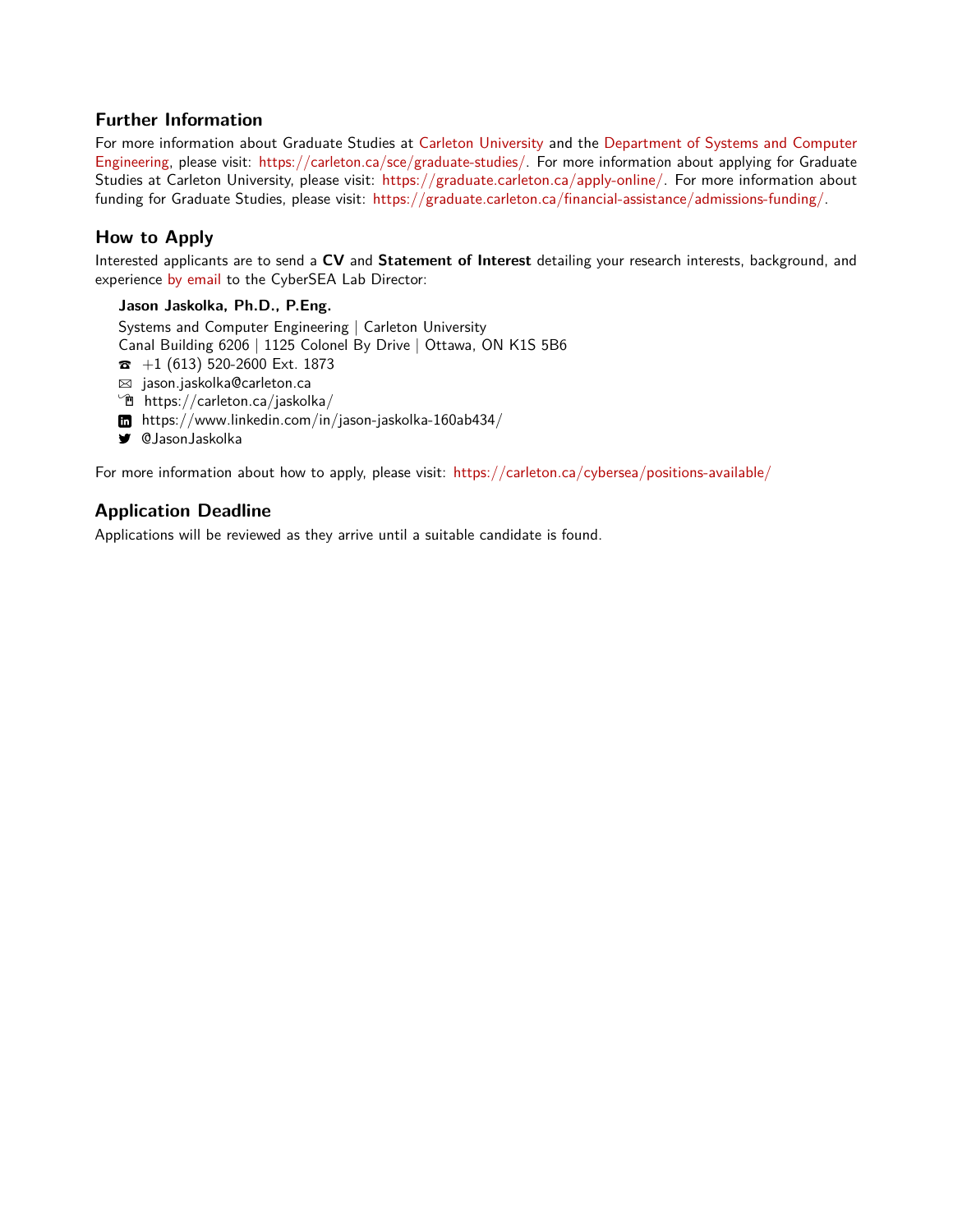## Further Information

For more information about Graduate Studies at Carleton University and the Department of Systems and Computer Engineering, please visit: https://carleton.ca/sce/graduate-studies/. For more information about applying for Graduate Studies at Carleton University, please visit: https://graduate.carleton.ca/apply-online/. For more information about funding for Graduate Studies, please visit: https://graduate.carleton.ca/financial-assistance/admissions-funding/.

## How to Apply

Interested applicants are to send a **CV** and **Statement of Interest** detailing your research interests, background, and experience by email to the CyberSEA Lab Director:

**Jason Jaskolka, Ph.D., P.Eng.**
Systems and Computer Engineering | Carleton University
Canal Building 6206 | 1125 Colonel By Drive | Ottawa, ON K1S 5B6
☎ +1 (613) 520-2600 Ext. 1873
✉ jason.jaskolka@carleton.ca
https://carleton.ca/jaskolka/
https://www.linkedin.com/in/jason-jaskolka-160ab434/
@JasonJaskolka

For more information about how to apply, please visit: https://carleton.ca/cybersea/positions-available/

## Application Deadline

Applications will be reviewed as they arrive until a suitable candidate is found.